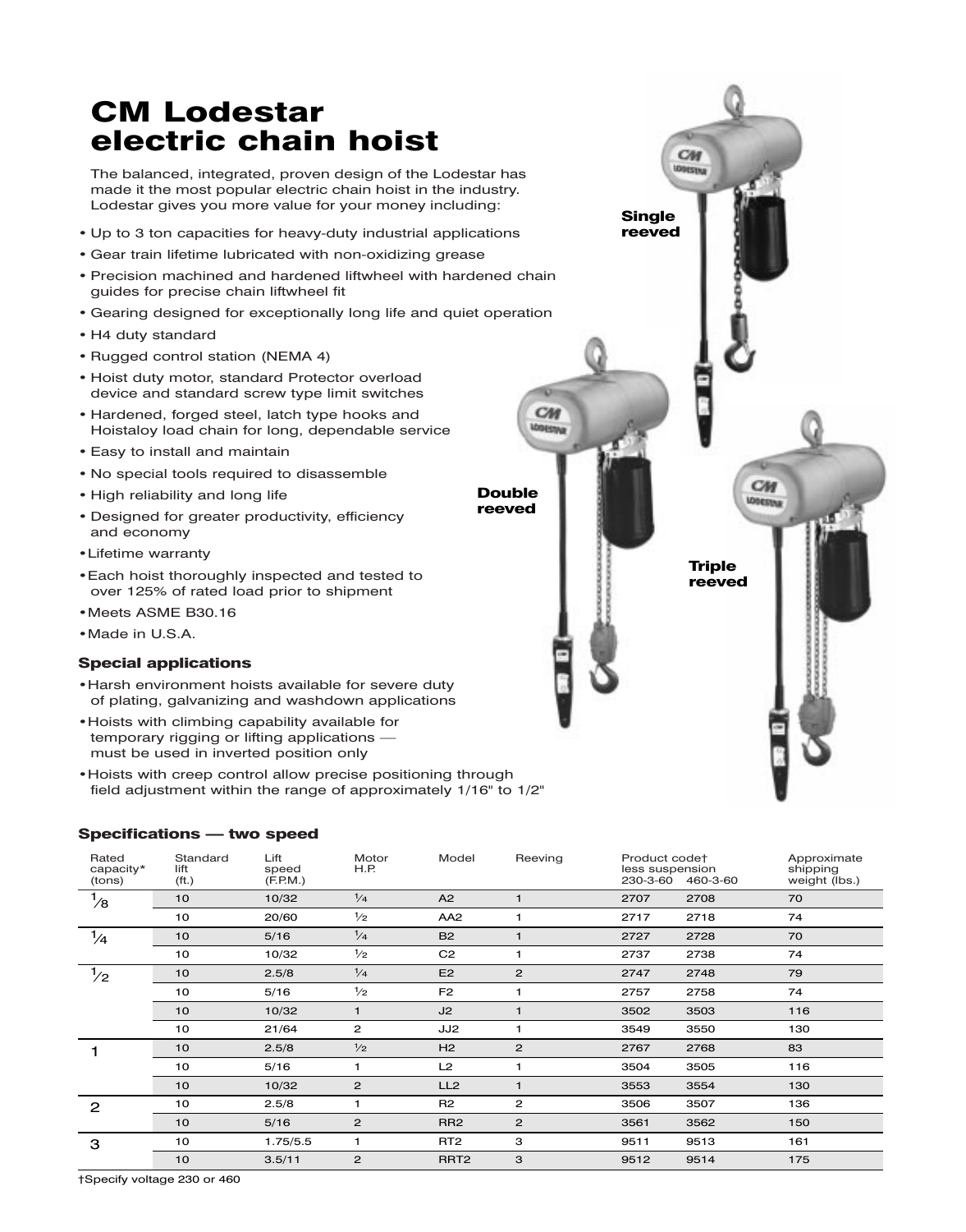# CM Lodestar electric chain hoist

The balanced, integrated, proven design of the Lodestar has made it the most popular electric chain hoist in the industry. Lodestar gives you more value for your money including:

- Up to 3 ton capacities for heavy-duty industrial applications
- Gear train lifetime lubricated with non-oxidizing grease
- Precision machined and hardened liftwheel with hardened chain guides for precise chain liftwheel fit
- Gearing designed for exceptionally long life and quiet operation
- H4 duty standard
- Rugged control station (NEMA 4)
- Hoist duty motor, standard Protector overload device and standard screw type limit switches
- Hardened, forged steel, latch type hooks and Hoistaloy load chain for long, dependable service
- Easy to install and maintain
- No special tools required to disassemble
- High reliability and long life
- Designed for greater productivity, efficiency and economy
- Lifetime warranty
- Each hoist thoroughly inspected and tested to over 125% of rated load prior to shipment
- Meets ASME B30.16
- Made in U.S.A.

**Single reeved**

**Double reeved**

**Triple reeved**

### Special applications

- Harsh environment hoists available for severe duty of plating, galvanizing and washdown applications
- Hoists with climbing capability available for temporary rigging or lifting applications — must be used in inverted position only
- Hoists with creep control allow precise positioning through field adjustment within the range of approximately 1/16" to 1/2"

### Specifications — two speed

| Rated capacity* (tons) | Standard lift (ft.) | Lift speed (F.P.M.) | Motor H.P. | Model | Reeving | Product code† less suspension 230-3-60 | 460-3-60 | Approximate shipping weight (lbs.) |
|---|---|---|---|---|---|---|---|---|
| 1/8 | 10 | 10/32 | 1/4 | A2 | 1 | 2707 | 2708 | 70 |
| | 10 | 20/60 | 1/2 | AA2 | 1 | 2717 | 2718 | 74 |
| 1/4 | 10 | 5/16 | 1/4 | B2 | 1 | 2727 | 2728 | 70 |
| | 10 | 10/32 | 1/2 | C2 | 1 | 2737 | 2738 | 74 |
| 1/2 | 10 | 2.5/8 | 1/4 | E2 | 2 | 2747 | 2748 | 79 |
| | 10 | 5/16 | 1/2 | F2 | 1 | 2757 | 2758 | 74 |
| | 10 | 10/32 | 1 | J2 | 1 | 3502 | 3503 | 116 |
| | 10 | 21/64 | 2 | JJ2 | 1 | 3549 | 3550 | 130 |
| 1 | 10 | 2.5/8 | 1/2 | H2 | 2 | 2767 | 2768 | 83 |
| | 10 | 5/16 | 1 | L2 | 1 | 3504 | 3505 | 116 |
| | 10 | 10/32 | 2 | LL2 | 1 | 3553 | 3554 | 130 |
| 2 | 10 | 2.5/8 | 1 | R2 | 2 | 3506 | 3507 | 136 |
| | 10 | 5/16 | 2 | RR2 | 2 | 3561 | 3562 | 150 |
| 3 | 10 | 1.75/5.5 | 1 | RT2 | 3 | 9511 | 9513 | 161 |
| | 10 | 3.5/11 | 2 | RRT2 | 3 | 9512 | 9514 | 175 |

†Specify voltage 230 or 460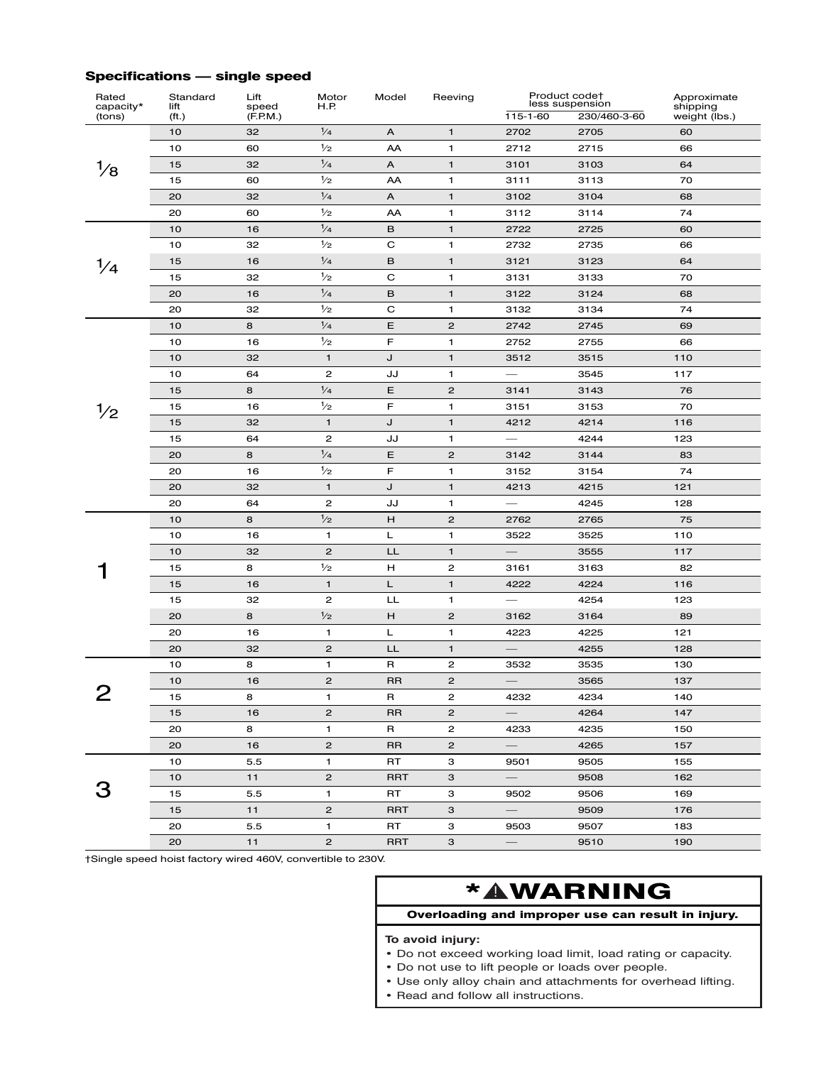## Specifications — single speed

| Rated capacity* (tons) | Standard lift (ft.) | Lift speed (F.P.M.) | Motor H.P. | Model | Reeving | Product code† less suspension 115-1-60 | Product code† less suspension 230/460-3-60 | Approximate shipping weight (lbs.) |
|---|---|---|---|---|---|---|---|---|
| 1/8 | 10 | 32 | 1/4 | A | 1 | 2702 | 2705 | 60 |
| | 10 | 60 | 1/2 | AA | 1 | 2712 | 2715 | 66 |
| | 15 | 32 | 1/4 | A | 1 | 3101 | 3103 | 64 |
| | 15 | 60 | 1/2 | AA | 1 | 3111 | 3113 | 70 |
| | 20 | 32 | 1/4 | A | 1 | 3102 | 3104 | 68 |
| | 20 | 60 | 1/2 | AA | 1 | 3112 | 3114 | 74 |
| 1/4 | 10 | 16 | 1/4 | B | 1 | 2722 | 2725 | 60 |
| | 10 | 32 | 1/2 | C | 1 | 2732 | 2735 | 66 |
| | 15 | 16 | 1/4 | B | 1 | 3121 | 3123 | 64 |
| | 15 | 32 | 1/2 | C | 1 | 3131 | 3133 | 70 |
| | 20 | 16 | 1/4 | B | 1 | 3122 | 3124 | 68 |
| | 20 | 32 | 1/2 | C | 1 | 3132 | 3134 | 74 |
| 1/2 | 10 | 8 | 1/4 | E | 2 | 2742 | 2745 | 69 |
| | 10 | 16 | 1/2 | F | 1 | 2752 | 2755 | 66 |
| | 10 | 32 | 1 | J | 1 | 3512 | 3515 | 110 |
| | 10 | 64 | 2 | JJ | 1 | — | 3545 | 117 |
| | 15 | 8 | 1/4 | E | 2 | 3141 | 3143 | 76 |
| | 15 | 16 | 1/2 | F | 1 | 3151 | 3153 | 70 |
| | 15 | 32 | 1 | J | 1 | 4212 | 4214 | 116 |
| | 15 | 64 | 2 | JJ | 1 | — | 4244 | 123 |
| | 20 | 8 | 1/4 | E | 2 | 3142 | 3144 | 83 |
| | 20 | 16 | 1/2 | F | 1 | 3152 | 3154 | 74 |
| | 20 | 32 | 1 | J | 1 | 4213 | 4215 | 121 |
| | 20 | 64 | 2 | JJ | 1 | — | 4245 | 128 |
| 1 | 10 | 8 | 1/2 | H | 2 | 2762 | 2765 | 75 |
| | 10 | 16 | 1 | L | 1 | 3522 | 3525 | 110 |
| | 10 | 32 | 2 | LL | 1 | — | 3555 | 117 |
| | 15 | 8 | 1/2 | H | 2 | 3161 | 3163 | 82 |
| | 15 | 16 | 1 | L | 1 | 4222 | 4224 | 116 |
| | 15 | 32 | 2 | LL | 1 | — | 4254 | 123 |
| | 20 | 8 | 1/2 | H | 2 | 3162 | 3164 | 89 |
| | 20 | 16 | 1 | L | 1 | 4223 | 4225 | 121 |
| | 20 | 32 | 2 | LL | 1 | — | 4255 | 128 |
| 2 | 10 | 8 | 1 | R | 2 | 3532 | 3535 | 130 |
| | 10 | 16 | 2 | RR | 2 | — | 3565 | 137 |
| | 15 | 8 | 1 | R | 2 | 4232 | 4234 | 140 |
| | 15 | 16 | 2 | RR | 2 | — | 4264 | 147 |
| | 20 | 8 | 1 | R | 2 | 4233 | 4235 | 150 |
| | 20 | 16 | 2 | RR | 2 | — | 4265 | 157 |
| 3 | 10 | 5.5 | 1 | RT | 3 | 9501 | 9505 | 155 |
| | 10 | 11 | 2 | RRT | 3 | — | 9508 | 162 |
| | 15 | 5.5 | 1 | RT | 3 | 9502 | 9506 | 169 |
| | 15 | 11 | 2 | RRT | 3 | — | 9509 | 176 |
| | 20 | 5.5 | 1 | RT | 3 | 9503 | 9507 | 183 |
| | 20 | 11 | 2 | RRT | 3 | — | 9510 | 190 |

†Single speed hoist factory wired 460V, convertible to 230V.

## * ⚠ WARNING

**Overloading and improper use can result in injury.**

**To avoid injury:**

- Do not exceed working load limit, load rating or capacity.
- Do not use to lift people or loads over people.
- Use only alloy chain and attachments for overhead lifting.
- Read and follow all instructions.